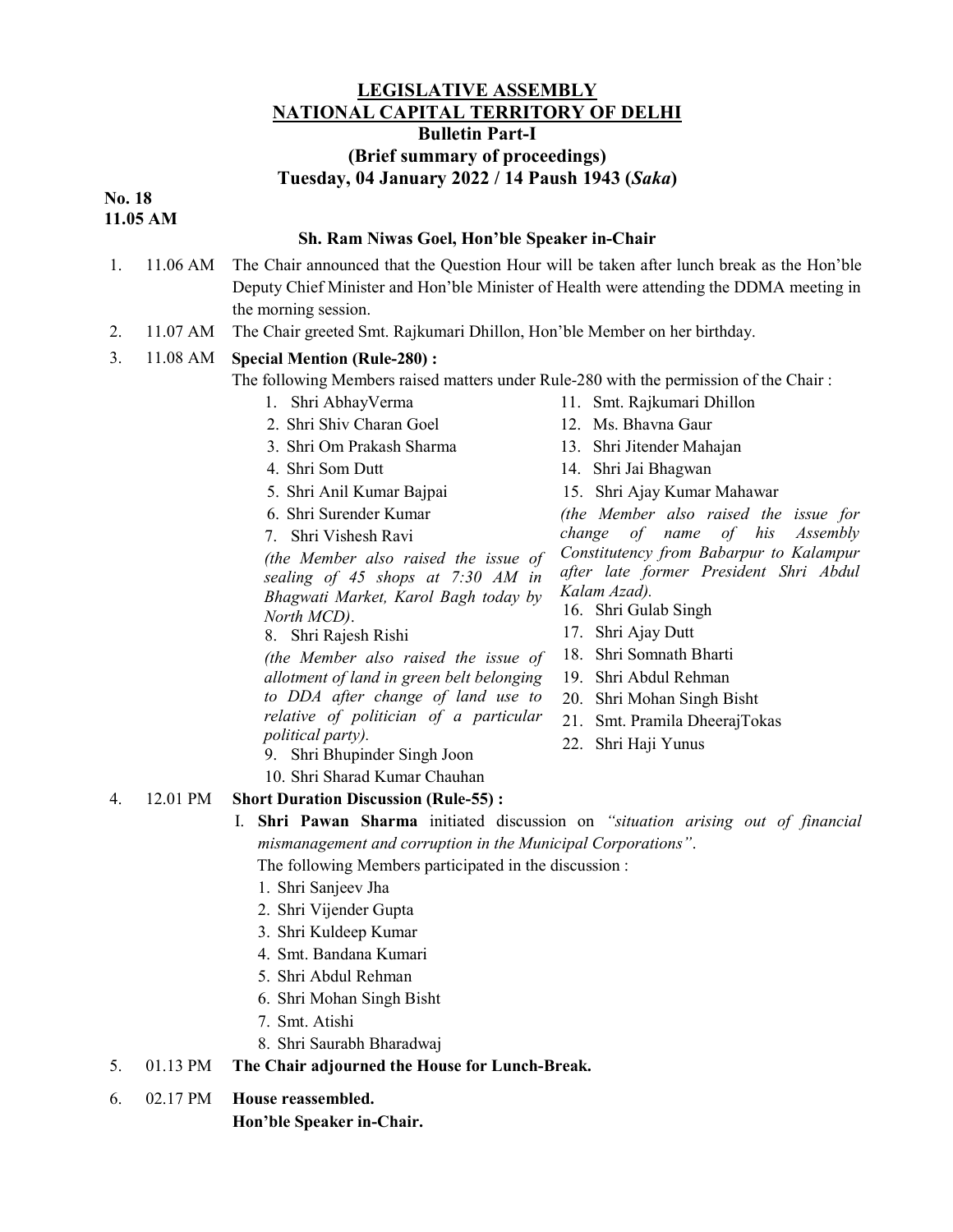# LEGISLATIVE ASSEMBLY
# NATIONAL CAPITAL TERRITORY OF DELHI

## Bulletin Part-I
## (Brief summary of proceedings)
## Tuesday, 04 January 2022 / 14 Paush 1943 (*Saka*)

**No. 18**
**11.05 AM**

**Sh. Ram Niwas Goel, Hon'ble Speaker in-Chair**

1. 11.06 AM The Chair announced that the Question Hour will be taken after lunch break as the Hon'ble Deputy Chief Minister and Hon'ble Minister of Health were attending the DDMA meeting in the morning session.

2. 11.07 AM The Chair greeted Smt. Rajkumari Dhillon, Hon'ble Member on her birthday.

3. 11.08 AM **Special Mention (Rule-280) :**

   The following Members raised matters under Rule-280 with the permission of the Chair :

   1. Shri AbhayVerma
   2. Shri Shiv Charan Goel
   3. Shri Om Prakash Sharma
   4. Shri Som Dutt
   5. Shri Anil Kumar Bajpai
   6. Shri Surender Kumar
   7. Shri Vishesh Ravi
      *(the Member also raised the issue of sealing of 45 shops at 7:30 AM in Bhagwati Market, Karol Bagh today by North MCD).*
   8. Shri Rajesh Rishi
      *(the Member also raised the issue of allotment of land in green belt belonging to DDA after change of land use to relative of politician of a particular political party).*
   9. Shri Bhupinder Singh Joon
   10. Shri Sharad Kumar Chauhan
   11. Smt. Rajkumari Dhillon
   12. Ms. Bhavna Gaur
   13. Shri Jitender Mahajan
   14. Shri Jai Bhagwan
   15. Shri Ajay Kumar Mahawar
       *(the Member also raised the issue for change of name of his Assembly Constituency from Babarpur to Kalampur after late former President Shri Abdul Kalam Azad).*
   16. Shri Gulab Singh
   17. Shri Ajay Dutt
   18. Shri Somnath Bharti
   19. Shri Abdul Rehman
   20. Shri Mohan Singh Bisht
   21. Smt. Pramila DheerajTokas
   22. Shri Haji Yunus

4. 12.01 PM **Short Duration Discussion (Rule-55) :**

   I. **Shri Pawan Sharma** initiated discussion on *"situation arising out of financial mismanagement and corruption in the Municipal Corporations"*.

   The following Members participated in the discussion :

   1. Shri Sanjeev Jha
   2. Shri Vijender Gupta
   3. Shri Kuldeep Kumar
   4. Smt. Bandana Kumari
   5. Shri Abdul Rehman
   6. Shri Mohan Singh Bisht
   7. Smt. Atishi
   8. Shri Saurabh Bharadwaj

5. 01.13 PM **The Chair adjourned the House for Lunch-Break.**

6. 02.17 PM **House reassembled.**
   **Hon'ble Speaker in-Chair.**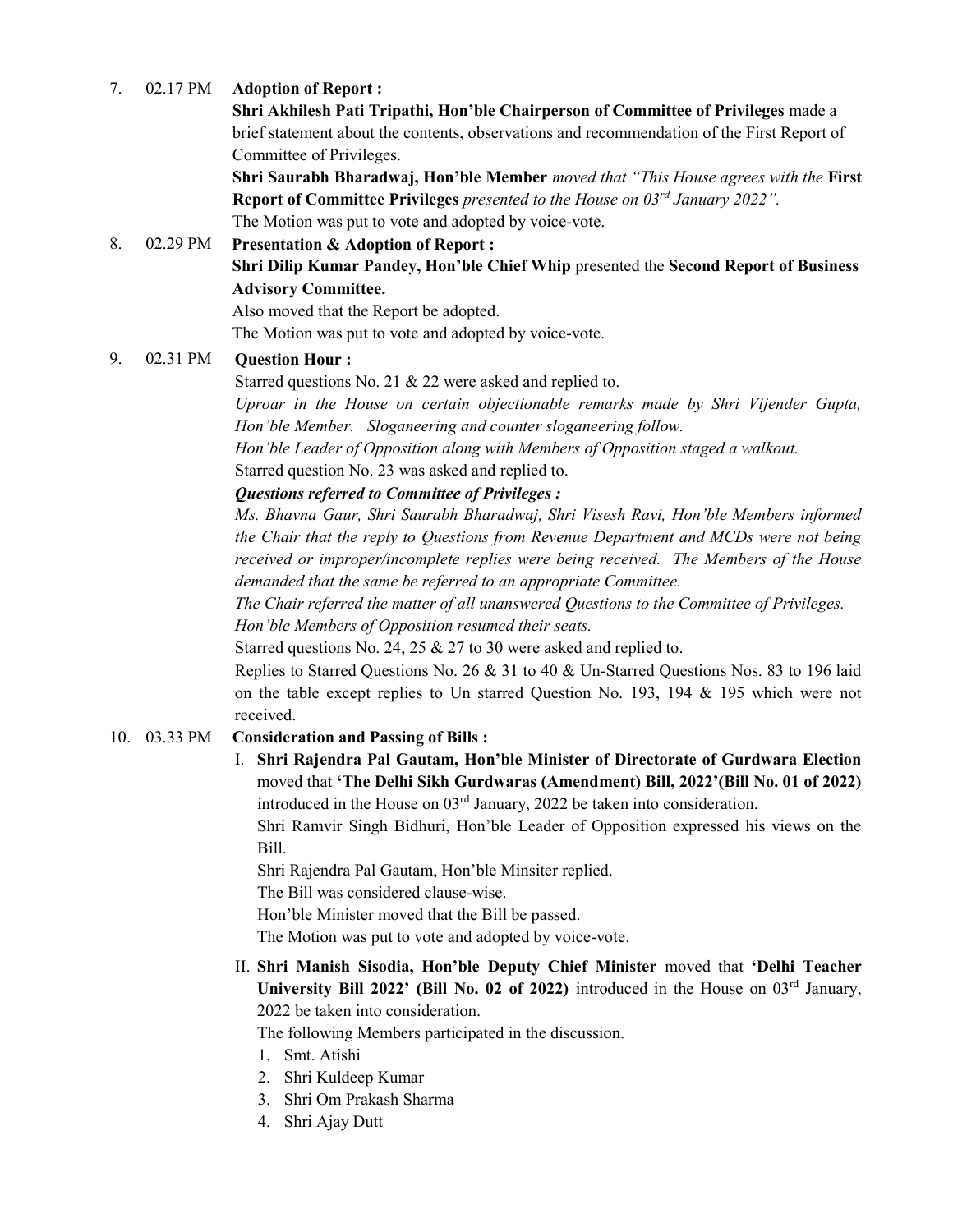7. 02.17 PM **Adoption of Report :**

   **Shri Akhilesh Pati Tripathi, Hon'ble Chairperson of Committee of Privileges** made a brief statement about the contents, observations and recommendation of the First Report of Committee of Privileges.

   **Shri Saurabh Bharadwaj, Hon'ble Member** *moved that "This House agrees with the* **First Report of Committee Privileges** *presented to the House on 03rd January 2022".*

   The Motion was put to vote and adopted by voice-vote.

8. 02.29 PM **Presentation & Adoption of Report :**

   **Shri Dilip Kumar Pandey, Hon'ble Chief Whip** presented the **Second Report of Business Advisory Committee.**

   Also moved that the Report be adopted.

   The Motion was put to vote and adopted by voice-vote.

9. 02.31 PM **Question Hour :**

   Starred questions No. 21 & 22 were asked and replied to.

   *Uproar in the House on certain objectionable remarks made by Shri Vijender Gupta, Hon'ble Member. Sloganeering and counter sloganeering follow.*

   *Hon'ble Leader of Opposition along with Members of Opposition staged a walkout.*

   Starred question No. 23 was asked and replied to.

   ***Questions referred to Committee of Privileges :***

   *Ms. Bhavna Gaur, Shri Saurabh Bharadwaj, Shri Visesh Ravi, Hon'ble Members informed the Chair that the reply to Questions from Revenue Department and MCDs were not being received or improper/incomplete replies were being received. The Members of the House demanded that the same be referred to an appropriate Committee.*

   *The Chair referred the matter of all unanswered Questions to the Committee of Privileges.*

   *Hon'ble Members of Opposition resumed their seats.*

   Starred questions No. 24, 25 & 27 to 30 were asked and replied to.

   Replies to Starred Questions No. 26 & 31 to 40 & Un-Starred Questions Nos. 83 to 196 laid on the table except replies to Un starred Question No. 193, 194 & 195 which were not received.

10. 03.33 PM **Consideration and Passing of Bills :**

    I. **Shri Rajendra Pal Gautam, Hon'ble Minister of Directorate of Gurdwara Election** moved that **'The Delhi Sikh Gurdwaras (Amendment) Bill, 2022'(Bill No. 01 of 2022)** introduced in the House on 03rd January, 2022 be taken into consideration.

    Shri Ramvir Singh Bidhuri, Hon'ble Leader of Opposition expressed his views on the Bill.

    Shri Rajendra Pal Gautam, Hon'ble Minsiter replied.

    The Bill was considered clause-wise.

    Hon'ble Minister moved that the Bill be passed.

    The Motion was put to vote and adopted by voice-vote.

    II. **Shri Manish Sisodia, Hon'ble Deputy Chief Minister** moved that **'Delhi Teacher University Bill 2022' (Bill No. 02 of 2022)** introduced in the House on 03rd January, 2022 be taken into consideration.

    The following Members participated in the discussion.

    1. Smt. Atishi
    2. Shri Kuldeep Kumar
    3. Shri Om Prakash Sharma
    4. Shri Ajay Dutt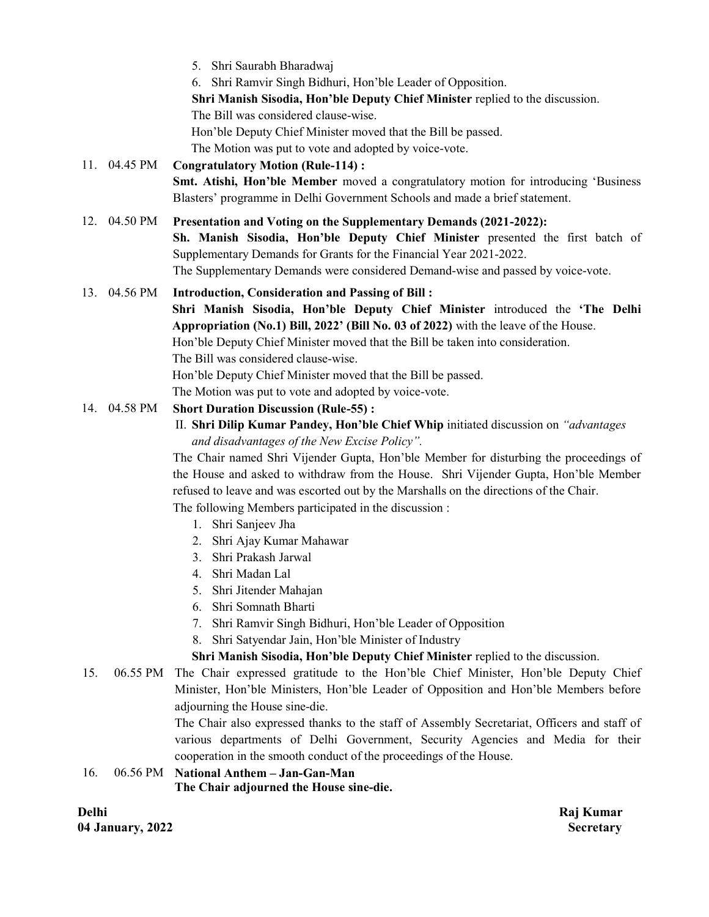5. Shri Saurabh Bharadwaj
6. Shri Ramvir Singh Bidhuri, Hon'ble Leader of Opposition.

**Shri Manish Sisodia, Hon'ble Deputy Chief Minister** replied to the discussion.
The Bill was considered clause-wise.
Hon'ble Deputy Chief Minister moved that the Bill be passed.
The Motion was put to vote and adopted by voice-vote.

11. 04.45 PM **Congratulatory Motion (Rule-114) :**
**Smt. Atishi, Hon'ble Member** moved a congratulatory motion for introducing 'Business Blasters' programme in Delhi Government Schools and made a brief statement.

12. 04.50 PM **Presentation and Voting on the Supplementary Demands (2021-2022):**
**Sh. Manish Sisodia, Hon'ble Deputy Chief Minister** presented the first batch of Supplementary Demands for Grants for the Financial Year 2021-2022.
The Supplementary Demands were considered Demand-wise and passed by voice-vote.

13. 04.56 PM **Introduction, Consideration and Passing of Bill :**
**Shri Manish Sisodia, Hon'ble Deputy Chief Minister** introduced the **'The Delhi Appropriation (No.1) Bill, 2022' (Bill No. 03 of 2022)** with the leave of the House.
Hon'ble Deputy Chief Minister moved that the Bill be taken into consideration.
The Bill was considered clause-wise.
Hon'ble Deputy Chief Minister moved that the Bill be passed.
The Motion was put to vote and adopted by voice-vote.

14. 04.58 PM **Short Duration Discussion (Rule-55) :**
II. **Shri Dilip Kumar Pandey, Hon'ble Chief Whip** initiated discussion on *"advantages and disadvantages of the New Excise Policy".*
The Chair named Shri Vijender Gupta, Hon'ble Member for disturbing the proceedings of the House and asked to withdraw from the House. Shri Vijender Gupta, Hon'ble Member refused to leave and was escorted out by the Marshalls on the directions of the Chair.
The following Members participated in the discussion :
    1. Shri Sanjeev Jha
    2. Shri Ajay Kumar Mahawar
    3. Shri Prakash Jarwal
    4. Shri Madan Lal
    5. Shri Jitender Mahajan
    6. Shri Somnath Bharti
    7. Shri Ramvir Singh Bidhuri, Hon'ble Leader of Opposition
    8. Shri Satyendar Jain, Hon'ble Minister of Industry

**Shri Manish Sisodia, Hon'ble Deputy Chief Minister** replied to the discussion.

15. 06.55 PM The Chair expressed gratitude to the Hon'ble Chief Minister, Hon'ble Deputy Chief Minister, Hon'ble Ministers, Hon'ble Leader of Opposition and Hon'ble Members before adjourning the House sine-die.
The Chair also expressed thanks to the staff of Assembly Secretariat, Officers and staff of various departments of Delhi Government, Security Agencies and Media for their cooperation in the smooth conduct of the proceedings of the House.

16. 06.56 PM **National Anthem – Jan-Gan-Man**
**The Chair adjourned the House sine-die.**

**Delhi**
**04 January, 2022**

**Raj Kumar**
**Secretary**